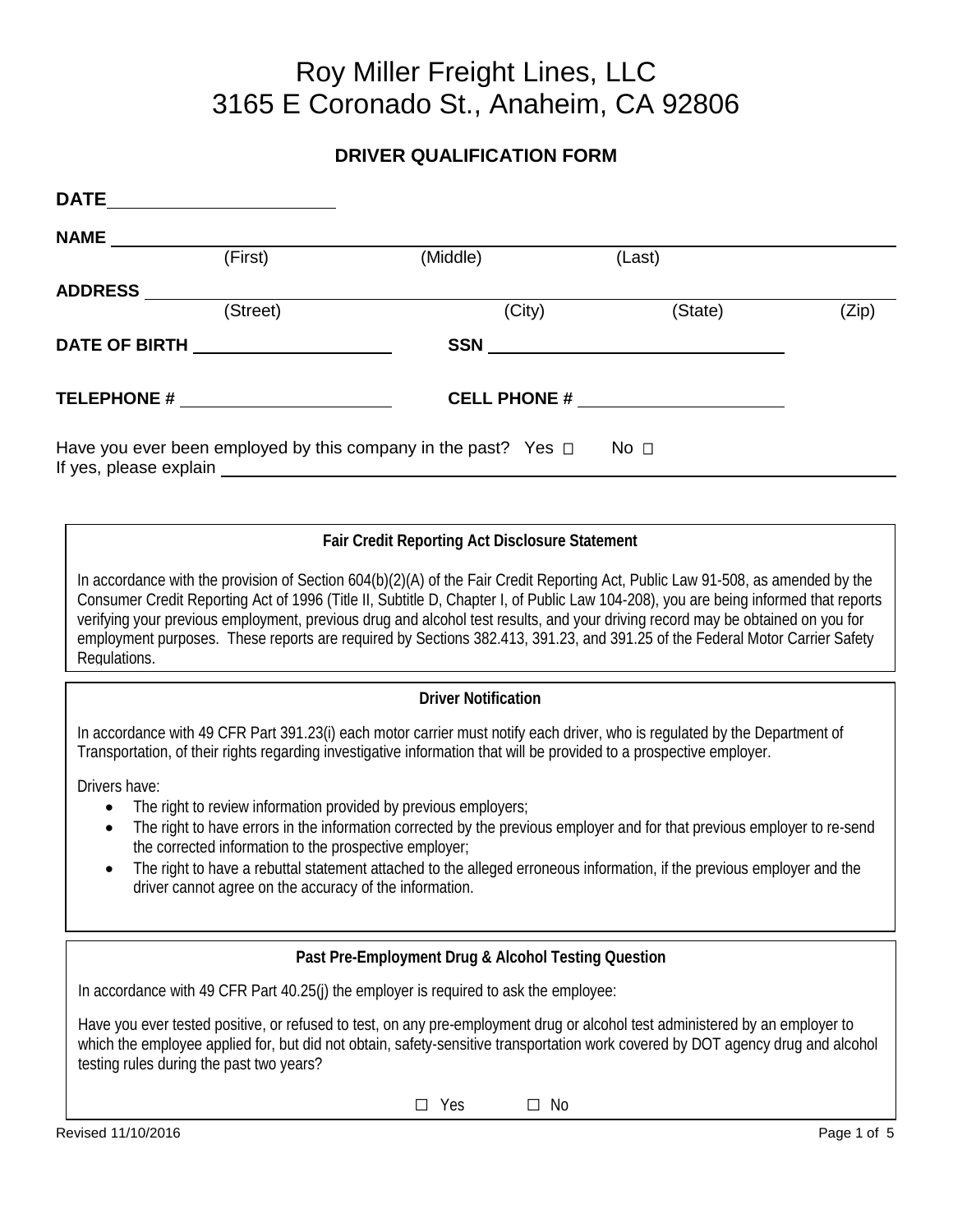# Roy Miller Freight Lines, LLC
# 3165 E Coronado St., Anaheim, CA 92806

## DRIVER QUALIFICATION FORM

**DATE** ______________________

**NAME** ______________________________________________________________
(First) (Middle) (Last)

**ADDRESS** ___________________________________________________________
(Street) (City) (State) (Zip)

**DATE OF BIRTH** ____________________ **SSN** ______________________________

**TELEPHONE #** ____________________ **CELL PHONE #** ____________________

Have you ever been employed by this company in the past? Yes ☐ No ☐
If yes, please explain ______________________________________________________

### Fair Credit Reporting Act Disclosure Statement

In accordance with the provision of Section 604(b)(2)(A) of the Fair Credit Reporting Act, Public Law 91-508, as amended by the Consumer Credit Reporting Act of 1996 (Title II, Subtitle D, Chapter I, of Public Law 104-208), you are being informed that reports verifying your previous employment, previous drug and alcohol test results, and your driving record may be obtained on you for employment purposes. These reports are required by Sections 382.413, 391.23, and 391.25 of the Federal Motor Carrier Safety Regulations.

### Driver Notification

In accordance with 49 CFR Part 391.23(i) each motor carrier must notify each driver, who is regulated by the Department of Transportation, of their rights regarding investigative information that will be provided to a prospective employer.

Drivers have:

- The right to review information provided by previous employers;
- The right to have errors in the information corrected by the previous employer and for that previous employer to re-send the corrected information to the prospective employer;
- The right to have a rebuttal statement attached to the alleged erroneous information, if the previous employer and the driver cannot agree on the accuracy of the information.

### Past Pre-Employment Drug & Alcohol Testing Question

In accordance with 49 CFR Part 40.25(j) the employer is required to ask the employee:

Have you ever tested positive, or refused to test, on any pre-employment drug or alcohol test administered by an employer to which the employee applied for, but did not obtain, safety-sensitive transportation work covered by DOT agency drug and alcohol testing rules during the past two years?

☐ Yes ☐ No

Revised 11/10/2016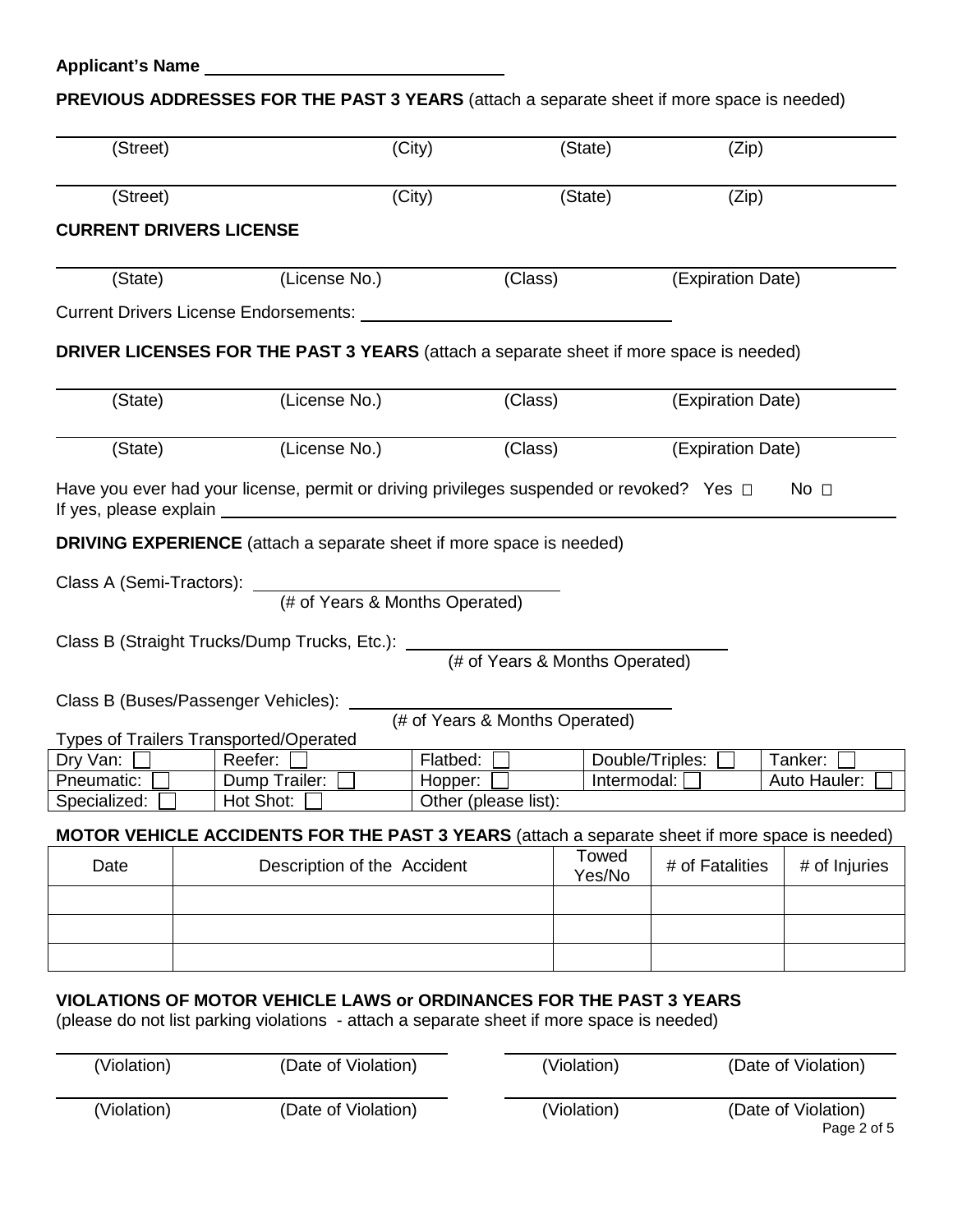**Applicant's Name** ______________________________

**PREVIOUS ADDRESSES FOR THE PAST 3 YEARS** (attach a separate sheet if more space is needed)

______________________________________________________________
(Street) (City) (State) (Zip)

______________________________________________________________
(Street) (City) (State) (Zip)

**CURRENT DRIVERS LICENSE**

______________________________________________________________
(State) (License No.) (Class) (Expiration Date)

Current Drivers License Endorsements: ______________________________

**DRIVER LICENSES FOR THE PAST 3 YEARS** (attach a separate sheet if more space is needed)

______________________________________________________________
(State) (License No.) (Class) (Expiration Date)

______________________________________________________________
(State) (License No.) (Class) (Expiration Date)

Have you ever had your license, permit or driving privileges suspended or revoked? Yes ☐ No ☐
If yes, please explain ______________________________________________________________

**DRIVING EXPERIENCE** (attach a separate sheet if more space is needed)

Class A (Semi-Tractors): ______________________________
(# of Years & Months Operated)

Class B (Straight Trucks/Dump Trucks, Etc.): ______________________________
(# of Years & Months Operated)

Class B (Buses/Passenger Vehicles): ______________________________
(# of Years & Months Operated)

Types of Trailers Transported/Operated

| | | | | |
|---|---|---|---|---|
| Dry Van: ☐ | Reefer: ☐ | Flatbed: ☐ | Double/Triples: ☐ | Tanker: ☐ |
| Pneumatic: ☐ | Dump Trailer: ☐ | Hopper: ☐ | Intermodal: ☐ | Auto Hauler: ☐ |
| Specialized: ☐ | Hot Shot: ☐ | Other (please list): | | |

**MOTOR VEHICLE ACCIDENTS FOR THE PAST 3 YEARS** (attach a separate sheet if more space is needed)

| Date | Description of the Accident | Towed Yes/No | # of Fatalities | # of Injuries |
|---|---|---|---|---|
| | | | | |
| | | | | |
| | | | | |

**VIOLATIONS OF MOTOR VEHICLE LAWS or ORDINANCES FOR THE PAST 3 YEARS**
(please do not list parking violations - attach a separate sheet if more space is needed)

______________________________ ______________________________
(Violation) (Date of Violation) (Violation) (Date of Violation)

______________________________ ______________________________
(Violation) (Date of Violation) (Violation) (Date of Violation)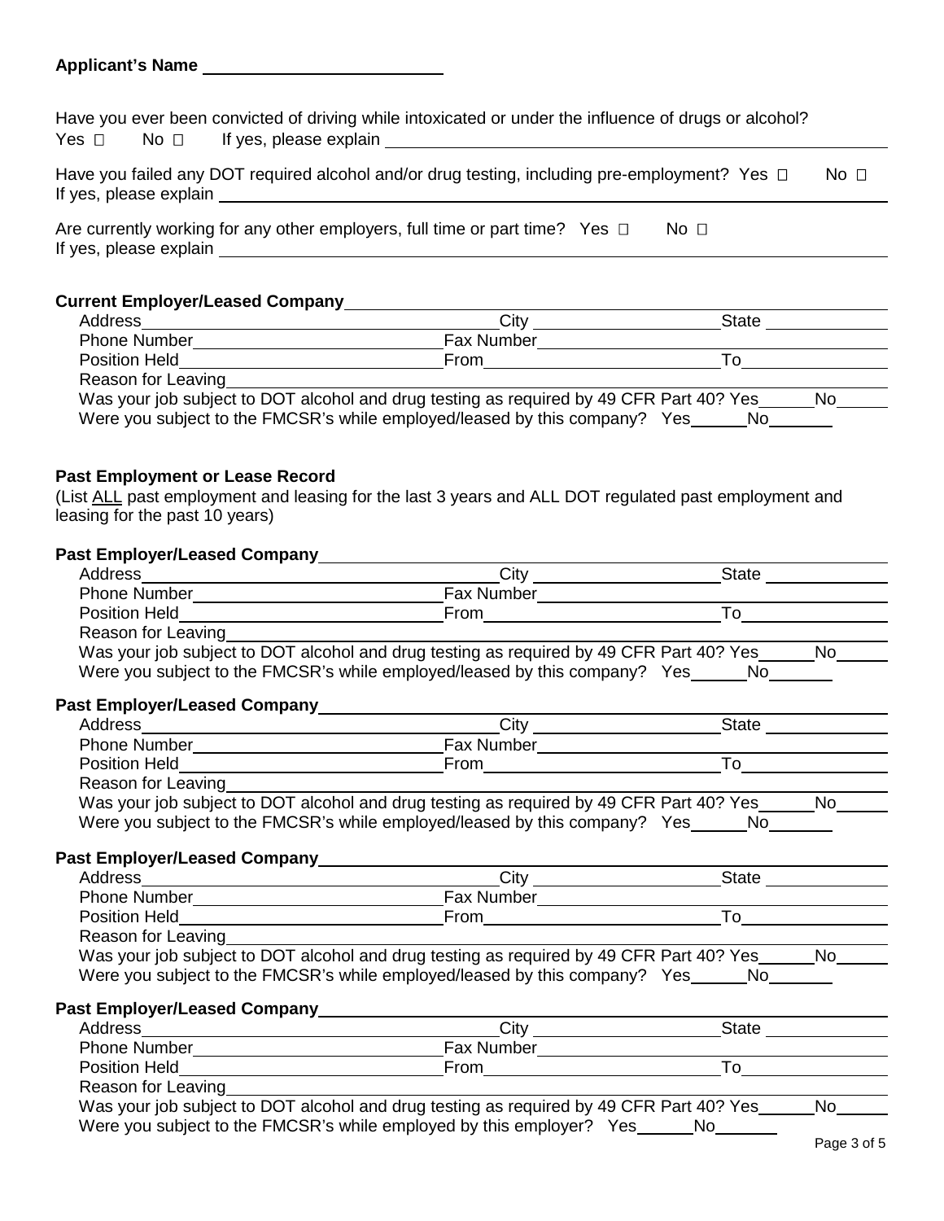**Applicant's Name** ______________________

Have you ever been convicted of driving while intoxicated or under the influence of drugs or alcohol?
Yes ☐ No ☐ If yes, please explain ______________________

Have you failed any DOT required alcohol and/or drug testing, including pre-employment? Yes ☐ No ☐
If yes, please explain ______________________

Are currently working for any other employers, full time or part time? Yes ☐ No ☐
If yes, please explain ______________________

**Current Employer/Leased Company** ______________________

Address ______________________ City ______________________ State ______________________
Phone Number ______________________ Fax Number ______________________
Position Held ______________________ From ______________________ To ______________________
Reason for Leaving ______________________
Was your job subject to DOT alcohol and drug testing as required by 49 CFR Part 40? Yes ______ No ______
Were you subject to the FMCSR's while employed/leased by this company? Yes ______ No ______

**Past Employment or Lease Record**

(List ALL past employment and leasing for the last 3 years and ALL DOT regulated past employment and leasing for the past 10 years)

**Past Employer/Leased Company** ______________________

Address ______________________ City ______________________ State ______________________
Phone Number ______________________ Fax Number ______________________
Position Held ______________________ From ______________________ To ______________________
Reason for Leaving ______________________
Was your job subject to DOT alcohol and drug testing as required by 49 CFR Part 40? Yes ______ No ______
Were you subject to the FMCSR's while employed/leased by this company? Yes ______ No ______

**Past Employer/Leased Company** ______________________

Address ______________________ City ______________________ State ______________________
Phone Number ______________________ Fax Number ______________________
Position Held ______________________ From ______________________ To ______________________
Reason for Leaving ______________________
Was your job subject to DOT alcohol and drug testing as required by 49 CFR Part 40? Yes ______ No ______
Were you subject to the FMCSR's while employed/leased by this company? Yes ______ No ______

**Past Employer/Leased Company** ______________________

Address ______________________ City ______________________ State ______________________
Phone Number ______________________ Fax Number ______________________
Position Held ______________________ From ______________________ To ______________________
Reason for Leaving ______________________
Was your job subject to DOT alcohol and drug testing as required by 49 CFR Part 40? Yes ______ No ______
Were you subject to the FMCSR's while employed/leased by this company? Yes ______ No ______

**Past Employer/Leased Company** ______________________

Address ______________________ City ______________________ State ______________________
Phone Number ______________________ Fax Number ______________________
Position Held ______________________ From ______________________ To ______________________
Reason for Leaving ______________________
Was your job subject to DOT alcohol and drug testing as required by 49 CFR Part 40? Yes ______ No ______
Were you subject to the FMCSR's while employed by this employer? Yes ______ No ______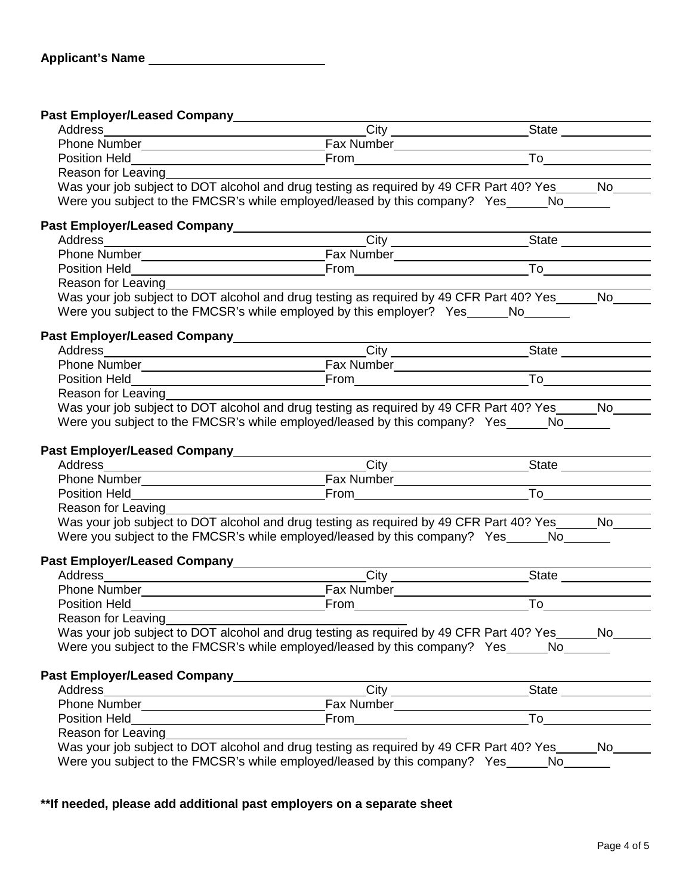**Applicant's Name** ______________________

**Past Employer/Leased Company** ______________________

Address ______________________ City ______________ State ____________

Phone Number ______________________ Fax Number ______________________

Position Held ______________________ From ______________________ To ______________

Reason for Leaving ______________________

Was your job subject to DOT alcohol and drug testing as required by 49 CFR Part 40? Yes______No______

Were you subject to the FMCSR's while employed/leased by this company? Yes______No_______

**Past Employer/Leased Company** ______________________

Address ______________________ City ______________ State ____________

Phone Number ______________________ Fax Number ______________________

Position Held ______________________ From ______________________ To ______________

Reason for Leaving ______________________

Was your job subject to DOT alcohol and drug testing as required by 49 CFR Part 40? Yes______No______

Were you subject to the FMCSR's while employed by this employer? Yes______No_______

**Past Employer/Leased Company** ______________________

Address ______________________ City ______________ State ____________

Phone Number ______________________ Fax Number ______________________

Position Held ______________________ From ______________________ To ______________

Reason for Leaving ______________________

Was your job subject to DOT alcohol and drug testing as required by 49 CFR Part 40? Yes______No______

Were you subject to the FMCSR's while employed/leased by this company? Yes______No_______

**Past Employer/Leased Company** ______________________

Address ______________________ City ______________ State ____________

Phone Number ______________________ Fax Number ______________________

Position Held ______________________ From ______________________ To ______________

Reason for Leaving ______________________

Was your job subject to DOT alcohol and drug testing as required by 49 CFR Part 40? Yes______No______

Were you subject to the FMCSR's while employed/leased by this company? Yes______No_______

**Past Employer/Leased Company** ______________________

Address ______________________ City ______________ State ____________

Phone Number ______________________ Fax Number ______________________

Position Held ______________________ From ______________________ To ______________

Reason for Leaving ______________________

Was your job subject to DOT alcohol and drug testing as required by 49 CFR Part 40? Yes______No______

Were you subject to the FMCSR's while employed/leased by this company? Yes______No_______

**Past Employer/Leased Company** ______________________

Address ______________________ City ______________ State ____________

Phone Number ______________________ Fax Number ______________________

Position Held ______________________ From ______________________ To ______________

Reason for Leaving ______________________

Was your job subject to DOT alcohol and drug testing as required by 49 CFR Part 40? Yes______No______

Were you subject to the FMCSR's while employed/leased by this company? Yes______No_______

**\*\*If needed, please add additional past employers on a separate sheet**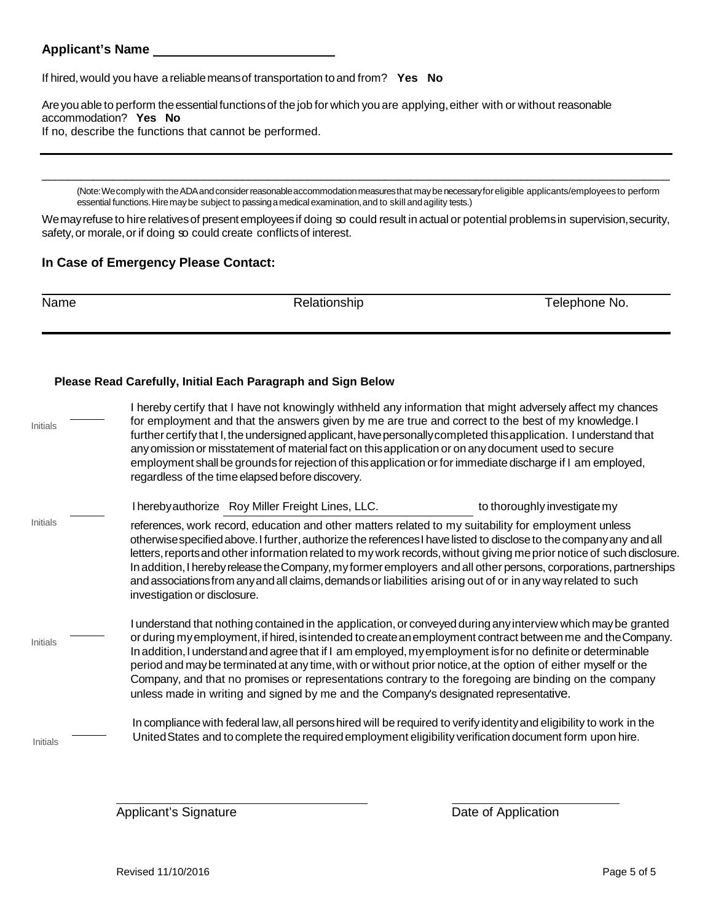**Applicant's Name** ________________________

If hired, would you have a reliable means of transportation to and from? **Yes No**

Are you able to perform the essential functions of the job for which you are applying, either with or without reasonable accommodation? **Yes No**
If no, describe the functions that cannot be performed.

(Note: We comply with the ADA and consider reasonable accommodation measures that may be necessary for eligible applicants/employees to perform essential functions. Hire may be subject to passing a medical examination, and to skill and agility tests.)

We may refuse to hire relatives of present employees if doing so could result in actual or potential problems in supervision, security, safety, or morale, or if doing so could create conflicts of interest.

### In Case of Emergency Please Contact:

| Name | Relationship | Telephone No. |
|---|---|---|
| | | |

#### Please Read Carefully, Initial Each Paragraph and Sign Below

Initials ______ I hereby certify that I have not knowingly withheld any information that might adversely affect my chances for employment and that the answers given by me are true and correct to the best of my knowledge. I further certify that I, the undersigned applicant, have personally completed this application. I understand that any omission or misstatement of material fact on this application or on any document used to secure employment shall be grounds for rejection of this application or for immediate discharge if I am employed, regardless of the time elapsed before discovery.

Initials ______ I hereby authorize Roy Miller Freight Lines, LLC. to thoroughly investigate my references, work record, education and other matters related to my suitability for employment unless otherwise specified above. I further, authorize the references I have listed to disclose to the company any and all letters, reports and other information related to my work records, without giving me prior notice of such disclosure. In addition, I hereby release the Company, my former employers and all other persons, corporations, partnerships and associations from any and all claims, demands or liabilities arising out of or in any way related to such investigation or disclosure.

Initials ______ I understand that nothing contained in the application, or conveyed during any interview which may be granted or during my employment, if hired, is intended to create an employment contract between me and the Company. In addition, I understand and agree that if I am employed, my employment is for no definite or determinable period and may be terminated at any time, with or without prior notice, at the option of either myself or the Company, and that no promises or representations contrary to the foregoing are binding on the company unless made in writing and signed by me and the Company's designated representative.

Initials ______ In compliance with federal law, all persons hired will be required to verify identity and eligibility to work in the United States and to complete the required employment eligibility verification document form upon hire.

________________________ Applicant's Signature

________________________ Date of Application

Revised 11/10/2016